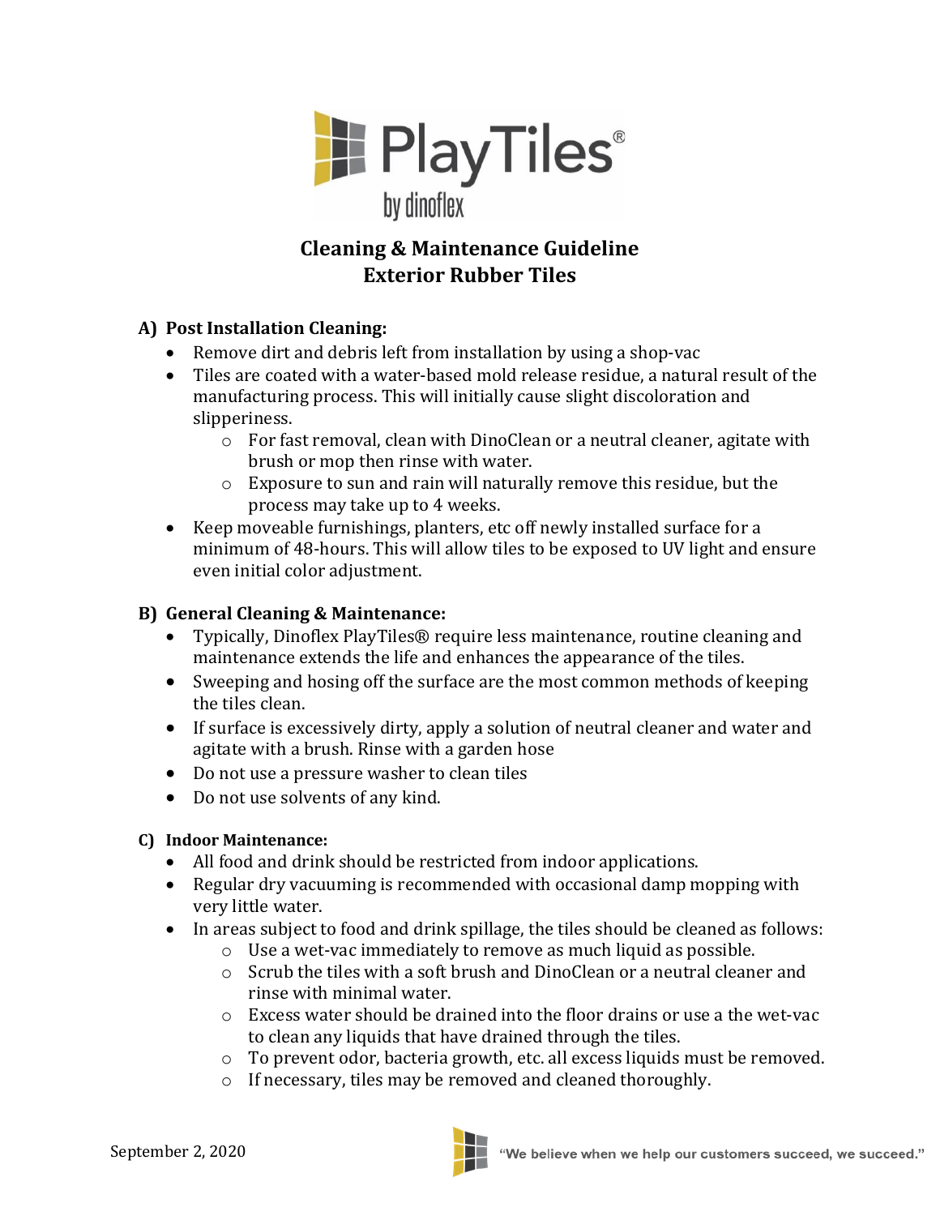PlayTiles®
by dinoflex

# Cleaning & Maintenance Guideline
# Exterior Rubber Tiles

## A) Post Installation Cleaning:

- Remove dirt and debris left from installation by using a shop-vac
- Tiles are coated with a water-based mold release residue, a natural result of the manufacturing process. This will initially cause slight discoloration and slipperiness.
  - For fast removal, clean with DinoClean or a neutral cleaner, agitate with brush or mop then rinse with water.
  - Exposure to sun and rain will naturally remove this residue, but the process may take up to 4 weeks.
- Keep moveable furnishings, planters, etc off newly installed surface for a minimum of 48-hours. This will allow tiles to be exposed to UV light and ensure even initial color adjustment.

## B) General Cleaning & Maintenance:

- Typically, Dinoflex PlayTiles® require less maintenance, routine cleaning and maintenance extends the life and enhances the appearance of the tiles.
- Sweeping and hosing off the surface are the most common methods of keeping the tiles clean.
- If surface is excessively dirty, apply a solution of neutral cleaner and water and agitate with a brush. Rinse with a garden hose
- Do not use a pressure washer to clean tiles
- Do not use solvents of any kind.

## C) Indoor Maintenance:

- All food and drink should be restricted from indoor applications.
- Regular dry vacuuming is recommended with occasional damp mopping with very little water.
- In areas subject to food and drink spillage, the tiles should be cleaned as follows:
  - Use a wet-vac immediately to remove as much liquid as possible.
  - Scrub the tiles with a soft brush and DinoClean or a neutral cleaner and rinse with minimal water.
  - Excess water should be drained into the floor drains or use a the wet-vac to clean any liquids that have drained through the tiles.
  - To prevent odor, bacteria growth, etc. all excess liquids must be removed.
  - If necessary, tiles may be removed and cleaned thoroughly.

September 2, 2020

"We believe when we help our customers succeed, we succeed."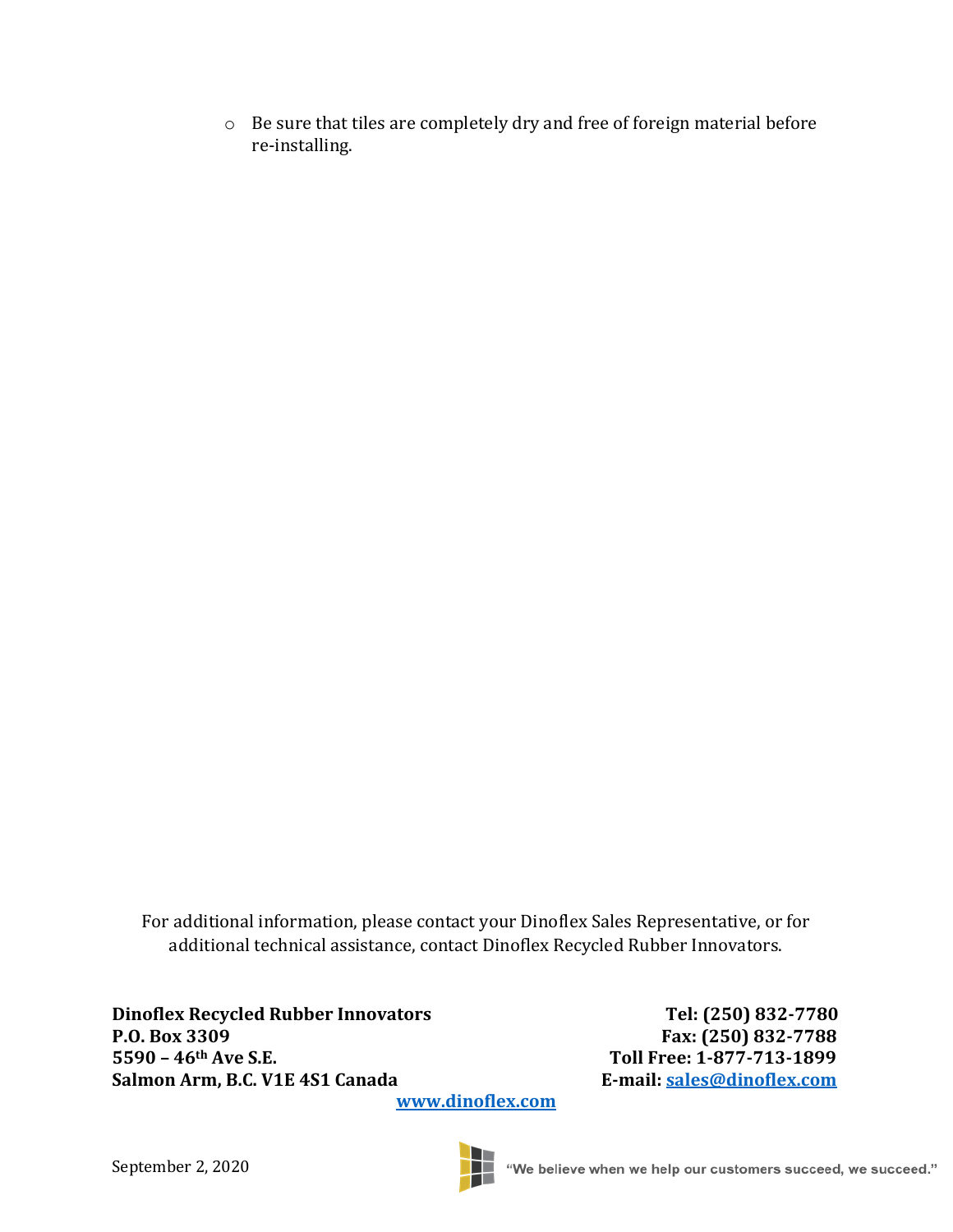- Be sure that tiles are completely dry and free of foreign material before re-installing.

For additional information, please contact your Dinoflex Sales Representative, or for additional technical assistance, contact Dinoflex Recycled Rubber Innovators.

**Dinoflex Recycled Rubber Innovators**
**P.O. Box 3309**
**5590 – 46th Ave S.E.**
**Salmon Arm, B.C. V1E 4S1 Canada**

**Tel: (250) 832-7780**
**Fax: (250) 832-7788**
**Toll Free: 1-877-713-1899**
**E-mail: sales@dinoflex.com**

**www.dinoflex.com**

September 2, 2020

"We believe when we help our customers succeed, we succeed."